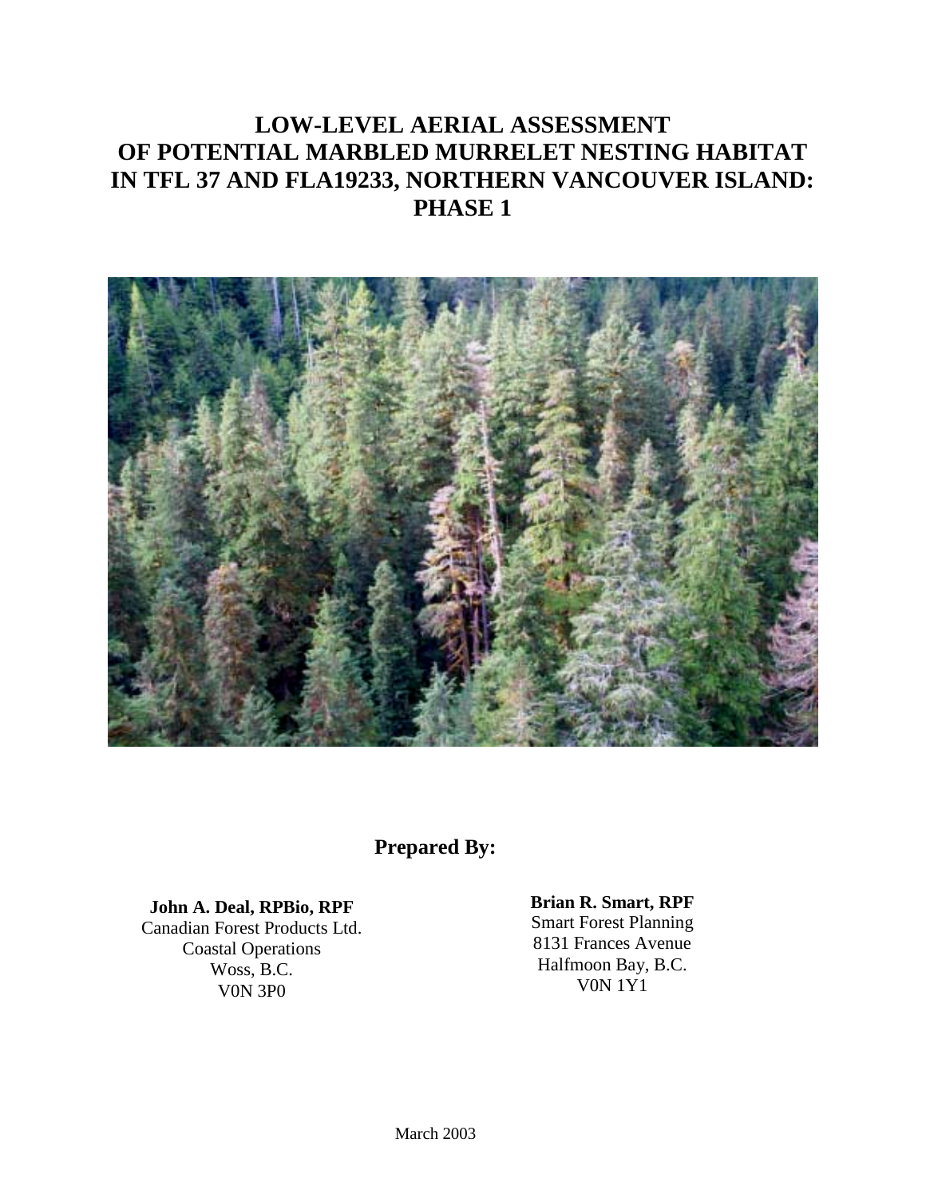# LOW-LEVEL AERIAL ASSESSMENT OF POTENTIAL MARBLED MURRELET NESTING HABITAT IN TFL 37 AND FLA19233, NORTHERN VANCOUVER ISLAND: PHASE 1

**Prepared By:**

**John A. Deal, RPBio, RPF**
Canadian Forest Products Ltd.
Coastal Operations
Woss, B.C.
V0N 3P0

**Brian R. Smart, RPF**
Smart Forest Planning
8131 Frances Avenue
Halfmoon Bay, B.C.
V0N 1Y1

March 2003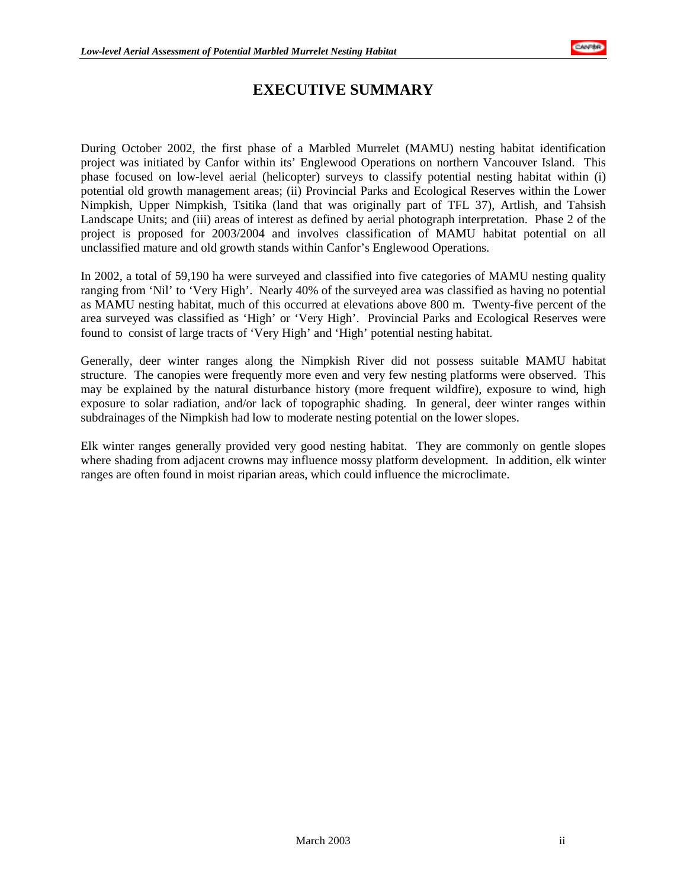# EXECUTIVE SUMMARY

During October 2002, the first phase of a Marbled Murrelet (MAMU) nesting habitat identification project was initiated by Canfor within its' Englewood Operations on northern Vancouver Island. This phase focused on low-level aerial (helicopter) surveys to classify potential nesting habitat within (i) potential old growth management areas; (ii) Provincial Parks and Ecological Reserves within the Lower Nimpkish, Upper Nimpkish, Tsitika (land that was originally part of TFL 37), Artlish, and Tahsish Landscape Units; and (iii) areas of interest as defined by aerial photograph interpretation. Phase 2 of the project is proposed for 2003/2004 and involves classification of MAMU habitat potential on all unclassified mature and old growth stands within Canfor's Englewood Operations.

In 2002, a total of 59,190 ha were surveyed and classified into five categories of MAMU nesting quality ranging from 'Nil' to 'Very High'. Nearly 40% of the surveyed area was classified as having no potential as MAMU nesting habitat, much of this occurred at elevations above 800 m. Twenty-five percent of the area surveyed was classified as 'High' or 'Very High'. Provincial Parks and Ecological Reserves were found to consist of large tracts of 'Very High' and 'High' potential nesting habitat.

Generally, deer winter ranges along the Nimpkish River did not possess suitable MAMU habitat structure. The canopies were frequently more even and very few nesting platforms were observed. This may be explained by the natural disturbance history (more frequent wildfire), exposure to wind, high exposure to solar radiation, and/or lack of topographic shading. In general, deer winter ranges within subdrainages of the Nimpkish had low to moderate nesting potential on the lower slopes.

Elk winter ranges generally provided very good nesting habitat. They are commonly on gentle slopes where shading from adjacent crowns may influence mossy platform development. In addition, elk winter ranges are often found in moist riparian areas, which could influence the microclimate.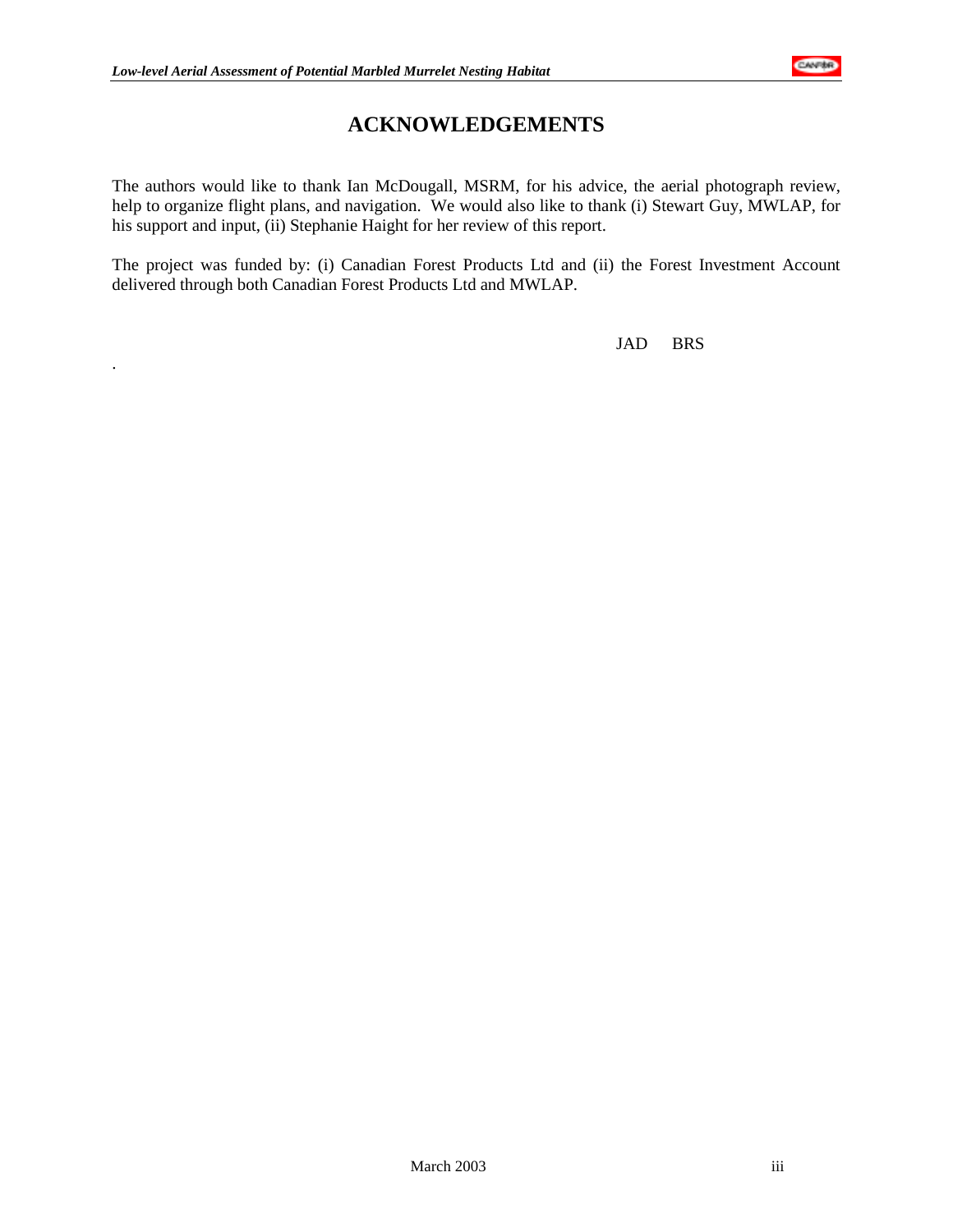# ACKNOWLEDGEMENTS

The authors would like to thank Ian McDougall, MSRM, for his advice, the aerial photograph review, help to organize flight plans, and navigation. We would also like to thank (i) Stewart Guy, MWLAP, for his support and input, (ii) Stephanie Haight for her review of this report.

The project was funded by: (i) Canadian Forest Products Ltd and (ii) the Forest Investment Account delivered through both Canadian Forest Products Ltd and MWLAP.

JAD BRS

.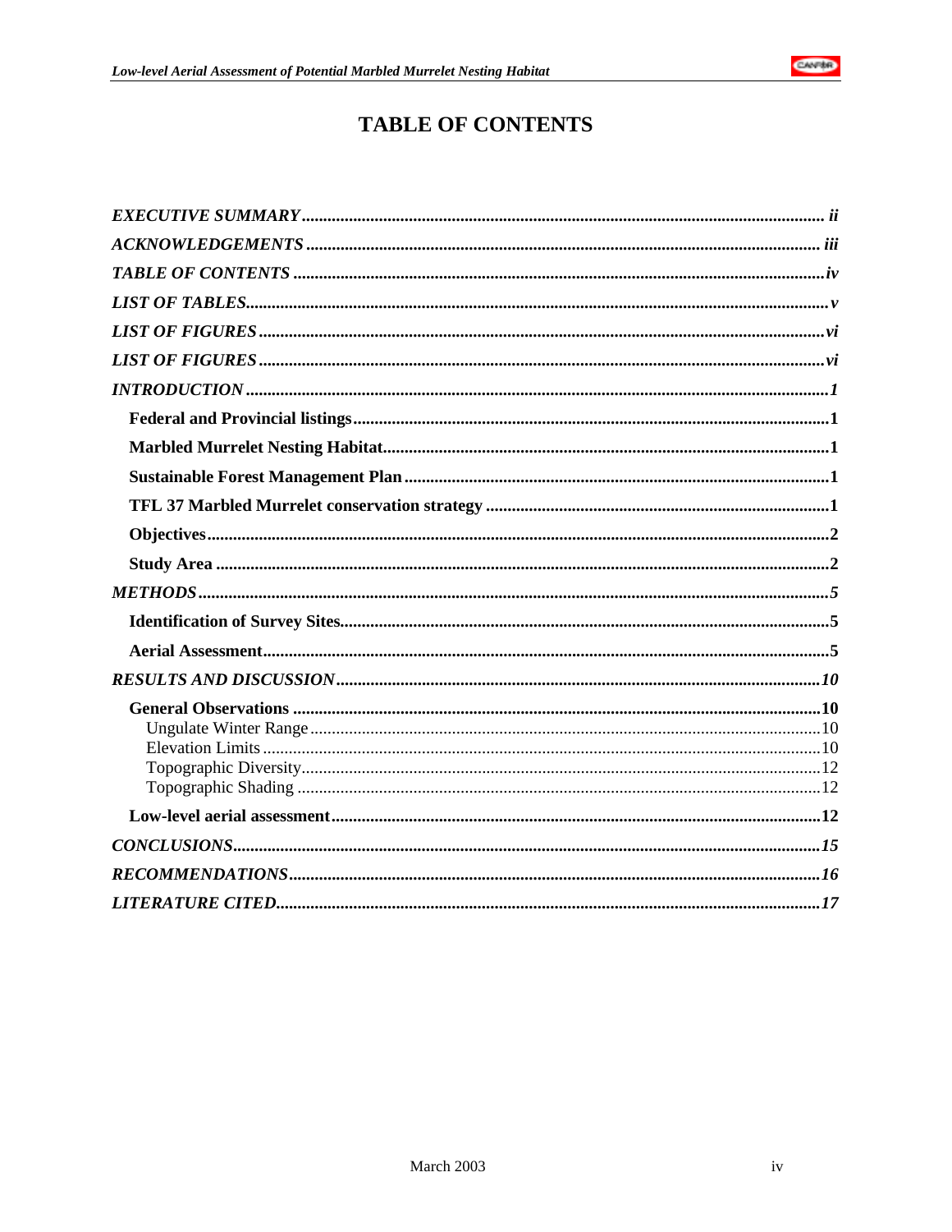# TABLE OF CONTENTS

***EXECUTIVE SUMMARY*** ..................................................... ***ii***

***ACKNOWLEDGEMENTS*** ..................................................... ***iii***

***TABLE OF CONTENTS*** ..................................................... ***iv***

***LIST OF TABLES***..................................................... ***v***

***LIST OF FIGURES*** ..................................................... ***vi***

***LIST OF FIGURES*** ..................................................... ***vi***

***INTRODUCTION*** ..................................................... ***1***

**Federal and Provincial listings**..................................................... **1**

**Marbled Murrelet Nesting Habitat**..................................................... **1**

**Sustainable Forest Management Plan**..................................................... **1**

**TFL 37 Marbled Murrelet conservation strategy** ..................................................... **1**

**Objectives**..................................................... **2**

**Study Area** ..................................................... **2**

***METHODS***..................................................... ***5***

**Identification of Survey Sites**..................................................... **5**

**Aerial Assessment**..................................................... **5**

***RESULTS AND DISCUSSION***..................................................... ***10***

**General Observations** ..................................................... **10**

Ungulate Winter Range..................................................... 10

Elevation Limits..................................................... 10

Topographic Diversity..................................................... 12

Topographic Shading ..................................................... 12

**Low-level aerial assessment**..................................................... **12**

***CONCLUSIONS***..................................................... ***15***

***RECOMMENDATIONS***..................................................... ***16***

***LITERATURE CITED***..................................................... ***17***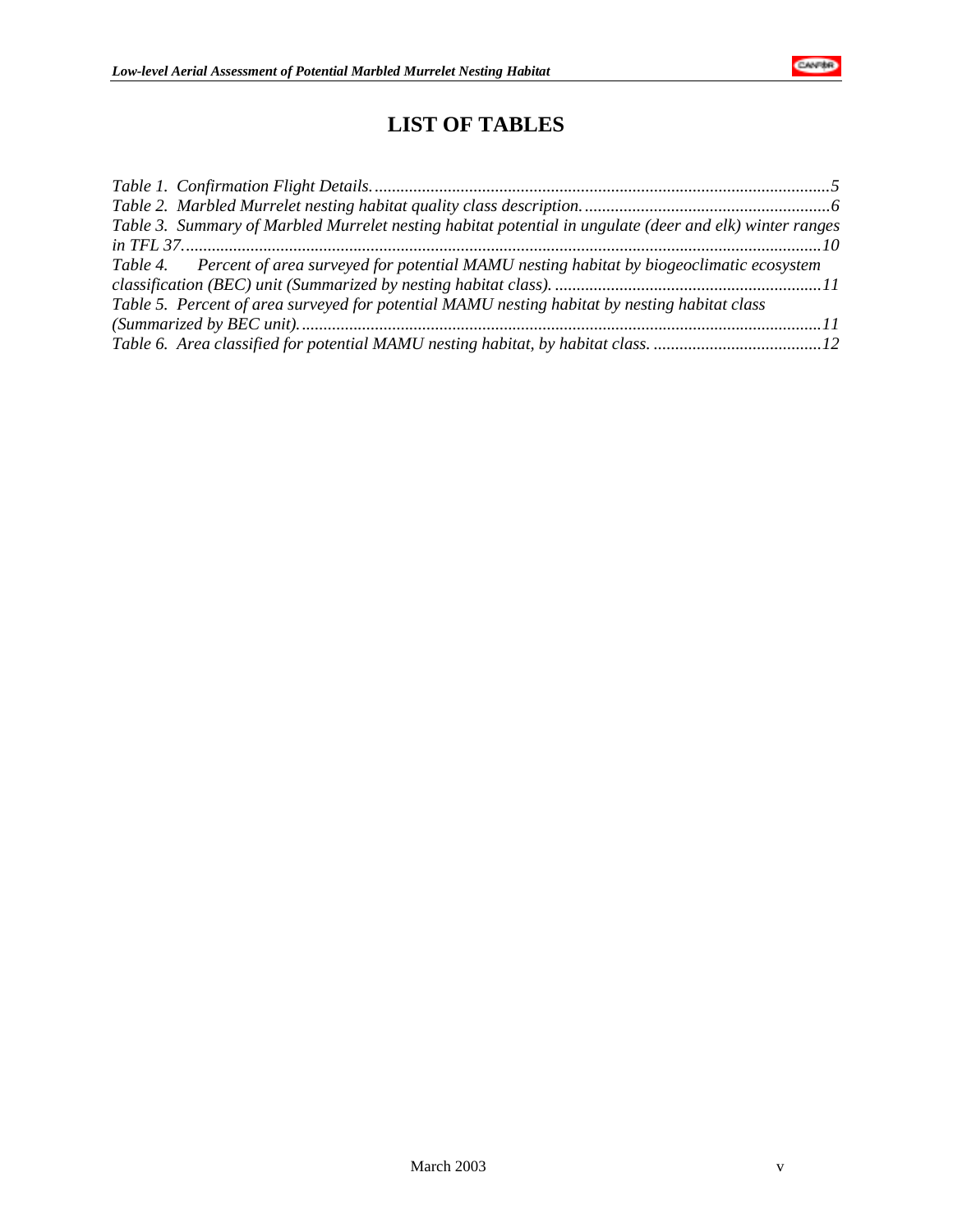# LIST OF TABLES

*Table 1. Confirmation Flight Details.....................................................................................................5*

*Table 2. Marbled Murrelet nesting habitat quality class description.........................................................6*

*Table 3. Summary of Marbled Murrelet nesting habitat potential in ungulate (deer and elk) winter ranges in TFL 37..................................................................................................................................................10*

*Table 4. Percent of area surveyed for potential MAMU nesting habitat by biogeoclimatic ecosystem classification (BEC) unit (Summarized by nesting habitat class). .............................................................11*

*Table 5. Percent of area surveyed for potential MAMU nesting habitat by nesting habitat class (Summarized by BEC unit).......................................................................................................................11*

*Table 6. Area classified for potential MAMU nesting habitat, by habitat class. .......................................12*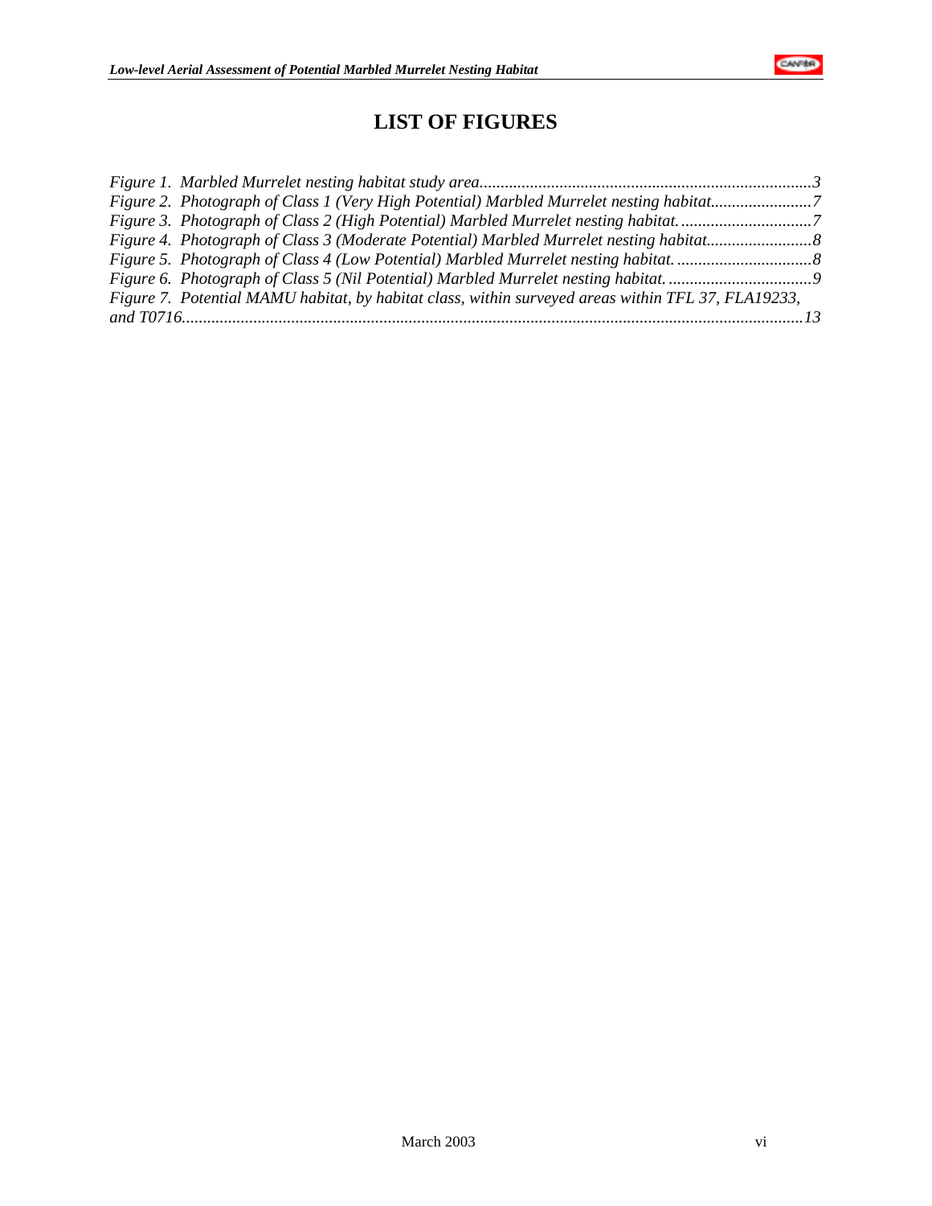# LIST OF FIGURES

*Figure 1. Marbled Murrelet nesting habitat study area*..............................................................................3
*Figure 2. Photograph of Class 1 (Very High Potential) Marbled Murrelet nesting habitat*........................7
*Figure 3. Photograph of Class 2 (High Potential) Marbled Murrelet nesting habitat*. ..............................7
*Figure 4. Photograph of Class 3 (Moderate Potential) Marbled Murrelet nesting habitat*.........................8
*Figure 5. Photograph of Class 4 (Low Potential) Marbled Murrelet nesting habitat*. ................................8
*Figure 6. Photograph of Class 5 (Nil Potential) Marbled Murrelet nesting habitat*. ..................................9
*Figure 7. Potential MAMU habitat, by habitat class, within surveyed areas within TFL 37, FLA19233, and T0716*..................................................................................................................................................13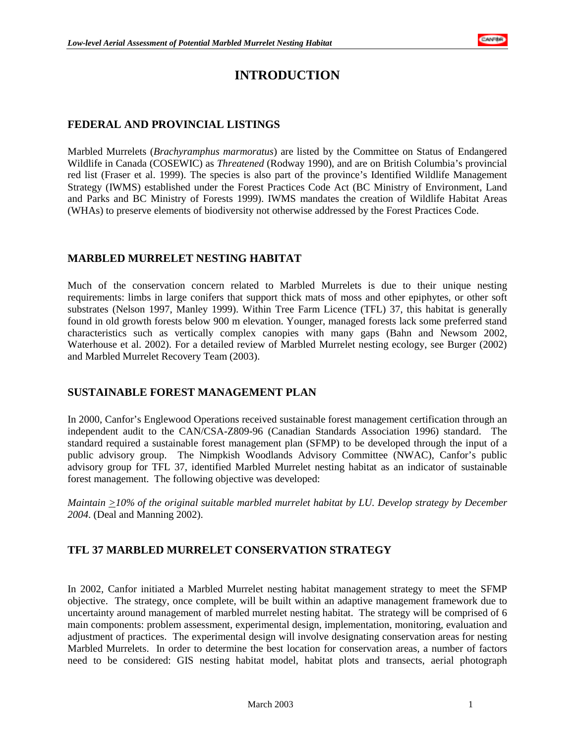# INTRODUCTION

## FEDERAL AND PROVINCIAL LISTINGS

Marbled Murrelets (*Brachyramphus marmoratus*) are listed by the Committee on Status of Endangered Wildlife in Canada (COSEWIC) as *Threatened* (Rodway 1990), and are on British Columbia's provincial red list (Fraser et al. 1999). The species is also part of the province's Identified Wildlife Management Strategy (IWMS) established under the Forest Practices Code Act (BC Ministry of Environment, Land and Parks and BC Ministry of Forests 1999). IWMS mandates the creation of Wildlife Habitat Areas (WHAs) to preserve elements of biodiversity not otherwise addressed by the Forest Practices Code.

## MARBLED MURRELET NESTING HABITAT

Much of the conservation concern related to Marbled Murrelets is due to their unique nesting requirements: limbs in large conifers that support thick mats of moss and other epiphytes, or other soft substrates (Nelson 1997, Manley 1999). Within Tree Farm Licence (TFL) 37, this habitat is generally found in old growth forests below 900 m elevation. Younger, managed forests lack some preferred stand characteristics such as vertically complex canopies with many gaps (Bahn and Newsom 2002, Waterhouse et al. 2002). For a detailed review of Marbled Murrelet nesting ecology, see Burger (2002) and Marbled Murrelet Recovery Team (2003).

## SUSTAINABLE FOREST MANAGEMENT PLAN

In 2000, Canfor's Englewood Operations received sustainable forest management certification through an independent audit to the CAN/CSA-Z809-96 (Canadian Standards Association 1996) standard. The standard required a sustainable forest management plan (SFMP) to be developed through the input of a public advisory group. The Nimpkish Woodlands Advisory Committee (NWAC), Canfor's public advisory group for TFL 37, identified Marbled Murrelet nesting habitat as an indicator of sustainable forest management. The following objective was developed:

*Maintain ≥10% of the original suitable marbled murrelet habitat by LU. Develop strategy by December 2004*. (Deal and Manning 2002).

## TFL 37 MARBLED MURRELET CONSERVATION STRATEGY

In 2002, Canfor initiated a Marbled Murrelet nesting habitat management strategy to meet the SFMP objective. The strategy, once complete, will be built within an adaptive management framework due to uncertainty around management of marbled murrelet nesting habitat. The strategy will be comprised of 6 main components: problem assessment, experimental design, implementation, monitoring, evaluation and adjustment of practices. The experimental design will involve designating conservation areas for nesting Marbled Murrelets. In order to determine the best location for conservation areas, a number of factors need to be considered: GIS nesting habitat model, habitat plots and transects, aerial photograph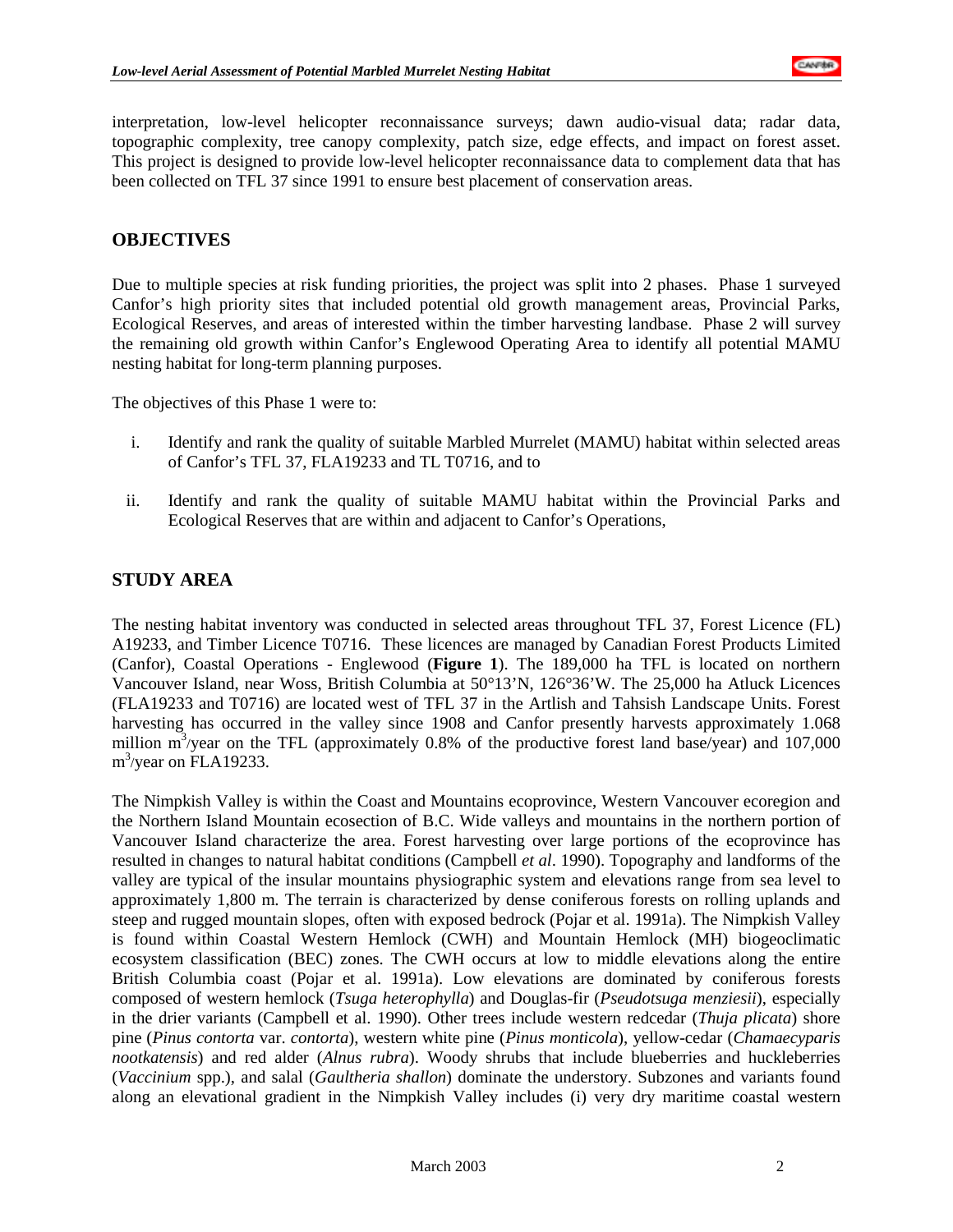interpretation, low-level helicopter reconnaissance surveys; dawn audio-visual data; radar data, topographic complexity, tree canopy complexity, patch size, edge effects, and impact on forest asset. This project is designed to provide low-level helicopter reconnaissance data to complement data that has been collected on TFL 37 since 1991 to ensure best placement of conservation areas.

## OBJECTIVES

Due to multiple species at risk funding priorities, the project was split into 2 phases. Phase 1 surveyed Canfor's high priority sites that included potential old growth management areas, Provincial Parks, Ecological Reserves, and areas of interested within the timber harvesting landbase. Phase 2 will survey the remaining old growth within Canfor's Englewood Operating Area to identify all potential MAMU nesting habitat for long-term planning purposes.

The objectives of this Phase 1 were to:

i. Identify and rank the quality of suitable Marbled Murrelet (MAMU) habitat within selected areas of Canfor's TFL 37, FLA19233 and TL T0716, and to

ii. Identify and rank the quality of suitable MAMU habitat within the Provincial Parks and Ecological Reserves that are within and adjacent to Canfor's Operations,

## STUDY AREA

The nesting habitat inventory was conducted in selected areas throughout TFL 37, Forest Licence (FL) A19233, and Timber Licence T0716. These licences are managed by Canadian Forest Products Limited (Canfor), Coastal Operations - Englewood (**Figure 1**). The 189,000 ha TFL is located on northern Vancouver Island, near Woss, British Columbia at 50°13'N, 126°36'W. The 25,000 ha Atluck Licences (FLA19233 and T0716) are located west of TFL 37 in the Artlish and Tahsish Landscape Units. Forest harvesting has occurred in the valley since 1908 and Canfor presently harvests approximately 1.068 million $m^3$/year on the TFL (approximately 0.8% of the productive forest land base/year) and 107,000 $m^3$/year on FLA19233.

The Nimpkish Valley is within the Coast and Mountains ecoprovince, Western Vancouver ecoregion and the Northern Island Mountain ecosection of B.C. Wide valleys and mountains in the northern portion of Vancouver Island characterize the area. Forest harvesting over large portions of the ecoprovince has resulted in changes to natural habitat conditions (Campbell *et al*. 1990). Topography and landforms of the valley are typical of the insular mountains physiographic system and elevations range from sea level to approximately 1,800 m. The terrain is characterized by dense coniferous forests on rolling uplands and steep and rugged mountain slopes, often with exposed bedrock (Pojar et al. 1991a). The Nimpkish Valley is found within Coastal Western Hemlock (CWH) and Mountain Hemlock (MH) biogeoclimatic ecosystem classification (BEC) zones. The CWH occurs at low to middle elevations along the entire British Columbia coast (Pojar et al. 1991a). Low elevations are dominated by coniferous forests composed of western hemlock (*Tsuga heterophylla*) and Douglas-fir (*Pseudotsuga menziesii*), especially in the drier variants (Campbell et al. 1990). Other trees include western redcedar (*Thuja plicata*) shore pine (*Pinus contorta* var. *contorta*), western white pine (*Pinus monticola*), yellow-cedar (*Chamaecyparis nootkatensis*) and red alder (*Alnus rubra*). Woody shrubs that include blueberries and huckleberries (*Vaccinium* spp.), and salal (*Gaultheria shallon*) dominate the understory. Subzones and variants found along an elevational gradient in the Nimpkish Valley includes (i) very dry maritime coastal western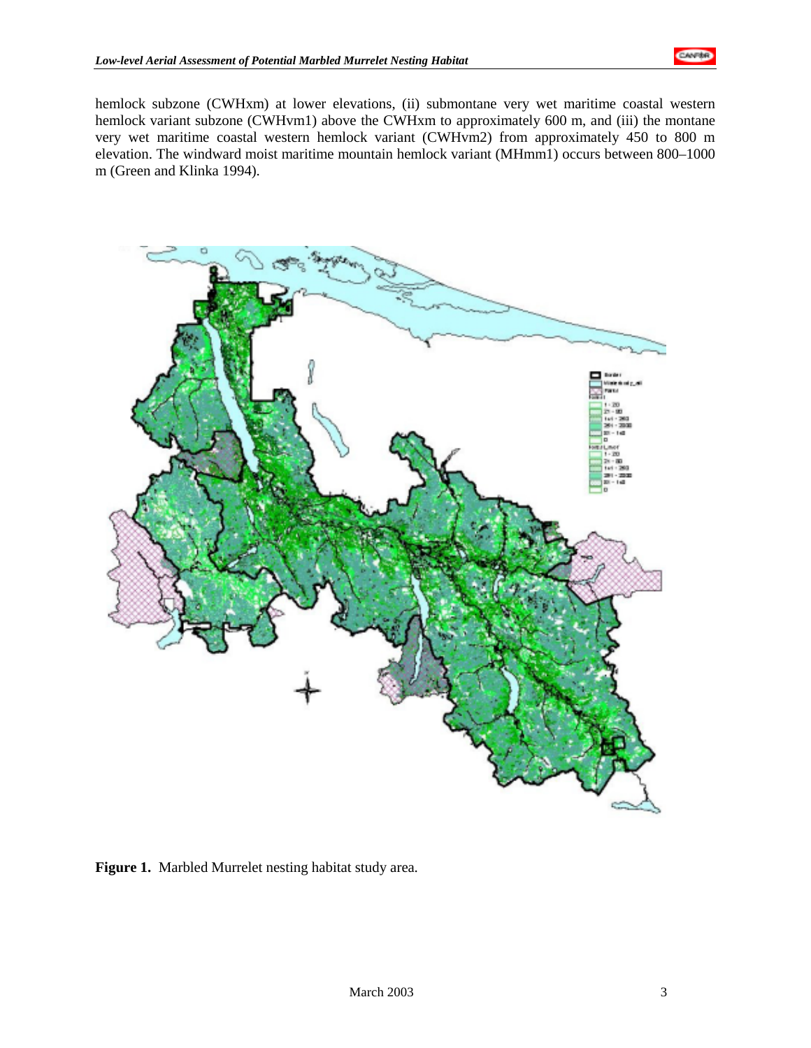hemlock subzone (CWHxm) at lower elevations, (ii) submontane very wet maritime coastal western hemlock variant subzone (CWHvm1) above the CWHxm to approximately 600 m, and (iii) the montane very wet maritime coastal western hemlock variant (CWHvm2) from approximately 450 to 800 m elevation. The windward moist maritime mountain hemlock variant (MHmm1) occurs between 800–1000 m (Green and Klinka 1994).

**Figure 1.** Marbled Murrelet nesting habitat study area.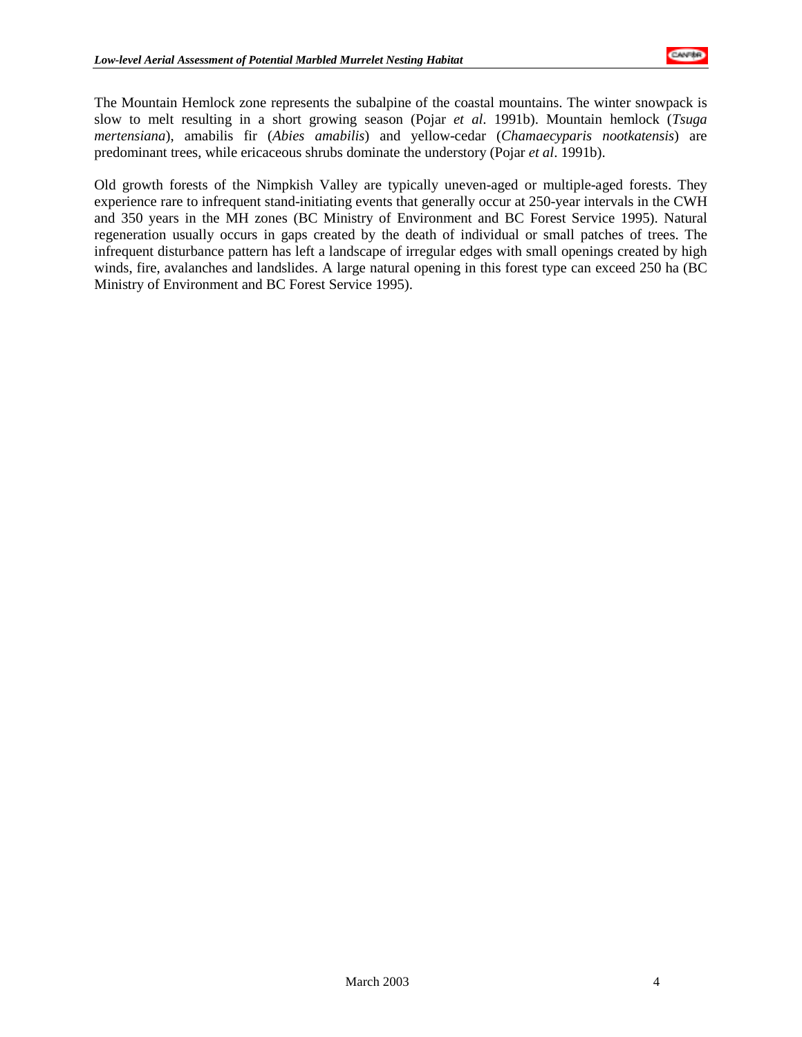The Mountain Hemlock zone represents the subalpine of the coastal mountains. The winter snowpack is slow to melt resulting in a short growing season (Pojar *et al*. 1991b). Mountain hemlock (*Tsuga mertensiana*), amabilis fir (*Abies amabilis*) and yellow-cedar (*Chamaecyparis nootkatensis*) are predominant trees, while ericaceous shrubs dominate the understory (Pojar *et al*. 1991b).

Old growth forests of the Nimpkish Valley are typically uneven-aged or multiple-aged forests. They experience rare to infrequent stand-initiating events that generally occur at 250-year intervals in the CWH and 350 years in the MH zones (BC Ministry of Environment and BC Forest Service 1995). Natural regeneration usually occurs in gaps created by the death of individual or small patches of trees. The infrequent disturbance pattern has left a landscape of irregular edges with small openings created by high winds, fire, avalanches and landslides. A large natural opening in this forest type can exceed 250 ha (BC Ministry of Environment and BC Forest Service 1995).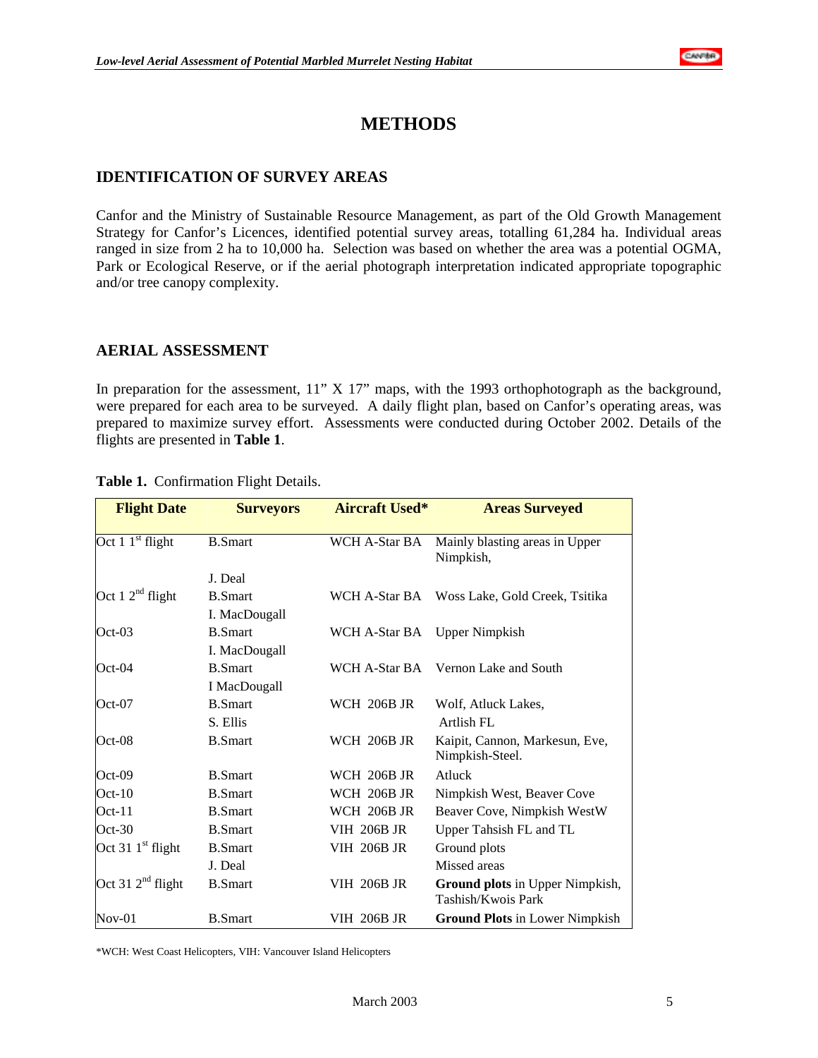# METHODS

## IDENTIFICATION OF SURVEY AREAS

Canfor and the Ministry of Sustainable Resource Management, as part of the Old Growth Management Strategy for Canfor's Licences, identified potential survey areas, totalling 61,284 ha. Individual areas ranged in size from 2 ha to 10,000 ha. Selection was based on whether the area was a potential OGMA, Park or Ecological Reserve, or if the aerial photograph interpretation indicated appropriate topographic and/or tree canopy complexity.

## AERIAL ASSESSMENT

In preparation for the assessment, 11" X 17" maps, with the 1993 orthophotograph as the background, were prepared for each area to be surveyed. A daily flight plan, based on Canfor's operating areas, was prepared to maximize survey effort. Assessments were conducted during October 2002. Details of the flights are presented in **Table 1**.

**Table 1.** Confirmation Flight Details.

| Flight Date | Surveyors | Aircraft Used* | Areas Surveyed |
|---|---|---|---|
| Oct 1 1st flight | B.Smart<br>J. Deal | WCH A-Star BA | Mainly blasting areas in Upper Nimpkish, |
| Oct 1 2nd flight | B.Smart<br>I. MacDougall | WCH A-Star BA | Woss Lake, Gold Creek, Tsitika |
| Oct-03 | B.Smart<br>I. MacDougall | WCH A-Star BA | Upper Nimpkish |
| Oct-04 | B.Smart<br>I MacDougall | WCH A-Star BA | Vernon Lake and South |
| Oct-07 | B.Smart<br>S. Ellis | WCH 206B JR | Wolf, Atluck Lakes,<br>Artlish FL |
| Oct-08 | B.Smart | WCH 206B JR | Kaipit, Cannon, Markesun, Eve, Nimpkish-Steel. |
| Oct-09 | B.Smart | WCH 206B JR | Atluck |
| Oct-10 | B.Smart | WCH 206B JR | Nimpkish West, Beaver Cove |
| Oct-11 | B.Smart | WCH 206B JR | Beaver Cove, Nimpkish WestW |
| Oct-30 | B.Smart | VIH 206B JR | Upper Tahsish FL and TL |
| Oct 31 1st flight | B.Smart<br>J. Deal | VIH 206B JR | Ground plots<br>Missed areas |
| Oct 31 2nd flight | B.Smart | VIH 206B JR | **Ground plots** in Upper Nimpkish, Tashish/Kwois Park |
| Nov-01 | B.Smart | VIH 206B JR | **Ground Plots** in Lower Nimpkish |

*WCH: West Coast Helicopters, VIH: Vancouver Island Helicopters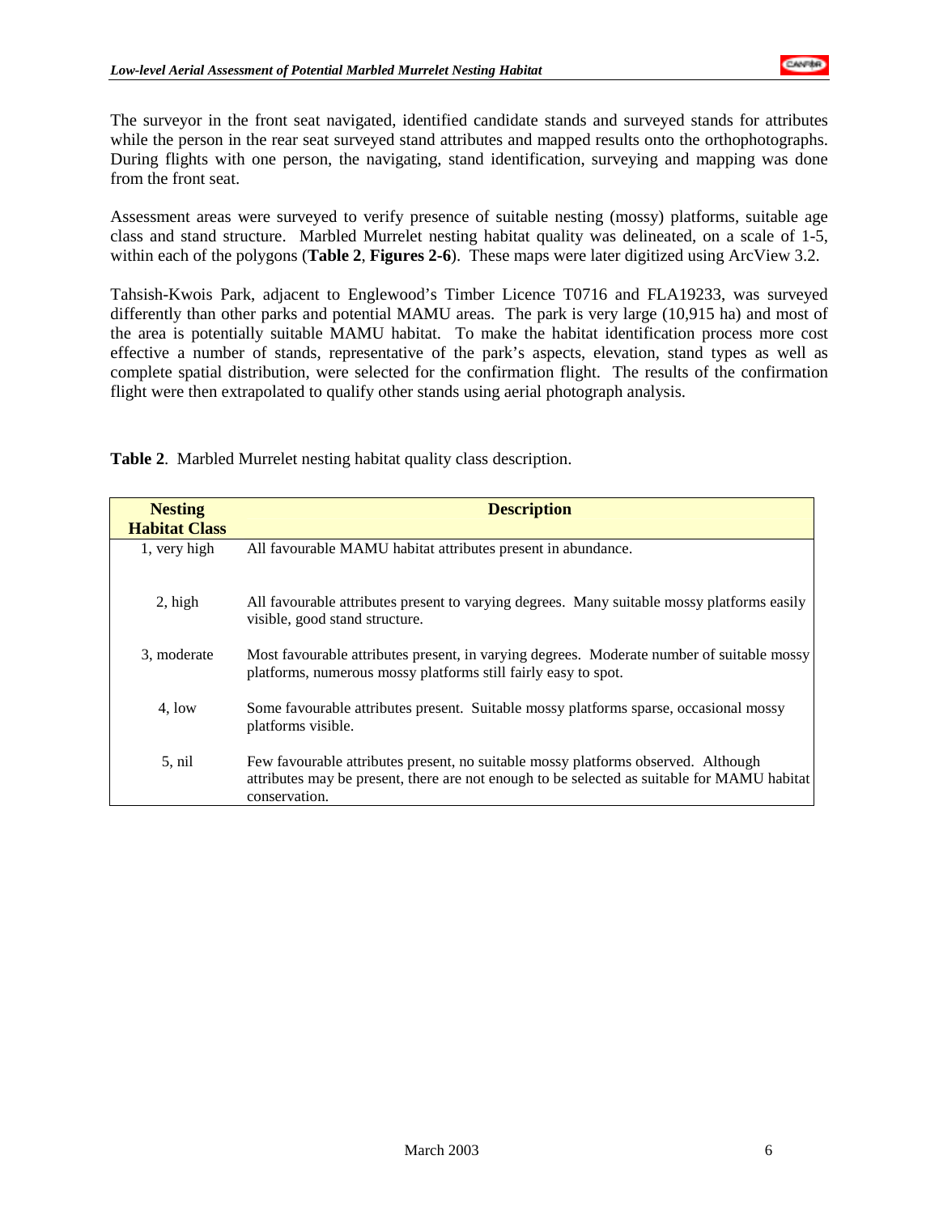The surveyor in the front seat navigated, identified candidate stands and surveyed stands for attributes while the person in the rear seat surveyed stand attributes and mapped results onto the orthophotographs. During flights with one person, the navigating, stand identification, surveying and mapping was done from the front seat.

Assessment areas were surveyed to verify presence of suitable nesting (mossy) platforms, suitable age class and stand structure. Marbled Murrelet nesting habitat quality was delineated, on a scale of 1-5, within each of the polygons (**Table 2**, **Figures 2-6**). These maps were later digitized using ArcView 3.2.

Tahsish-Kwois Park, adjacent to Englewood's Timber Licence T0716 and FLA19233, was surveyed differently than other parks and potential MAMU areas. The park is very large (10,915 ha) and most of the area is potentially suitable MAMU habitat. To make the habitat identification process more cost effective a number of stands, representative of the park's aspects, elevation, stand types as well as complete spatial distribution, were selected for the confirmation flight. The results of the confirmation flight were then extrapolated to qualify other stands using aerial photograph analysis.

**Table 2**. Marbled Murrelet nesting habitat quality class description.

| Nesting Habitat Class | Description |
|---|---|
| 1, very high | All favourable MAMU habitat attributes present in abundance. |
| 2, high | All favourable attributes present to varying degrees. Many suitable mossy platforms easily visible, good stand structure. |
| 3, moderate | Most favourable attributes present, in varying degrees. Moderate number of suitable mossy platforms, numerous mossy platforms still fairly easy to spot. |
| 4, low | Some favourable attributes present. Suitable mossy platforms sparse, occasional mossy platforms visible. |
| 5, nil | Few favourable attributes present, no suitable mossy platforms observed. Although attributes may be present, there are not enough to be selected as suitable for MAMU habitat conservation. |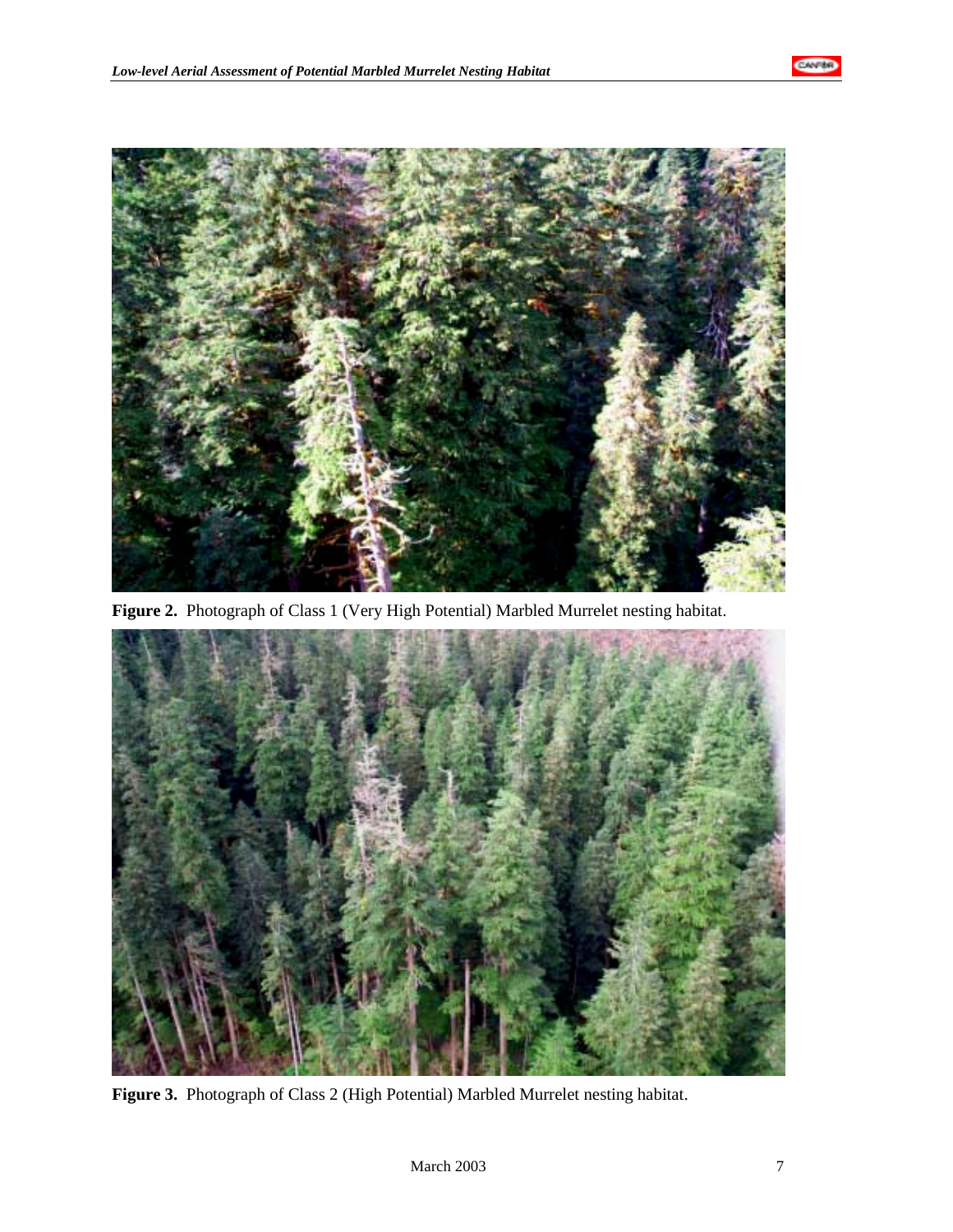**Figure 2.** Photograph of Class 1 (Very High Potential) Marbled Murrelet nesting habitat.

**Figure 3.** Photograph of Class 2 (High Potential) Marbled Murrelet nesting habitat.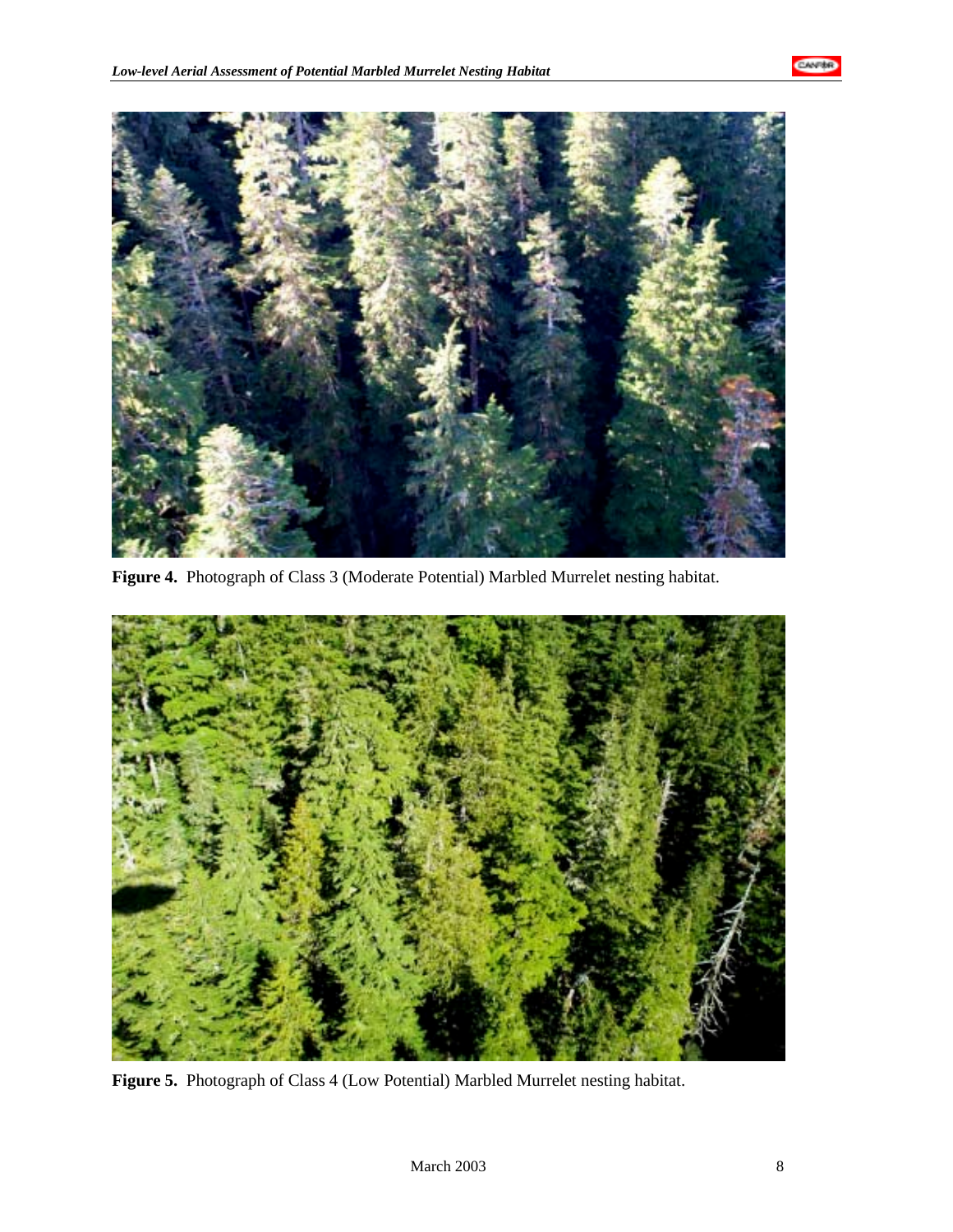**Figure 4.** Photograph of Class 3 (Moderate Potential) Marbled Murrelet nesting habitat.

**Figure 5.** Photograph of Class 4 (Low Potential) Marbled Murrelet nesting habitat.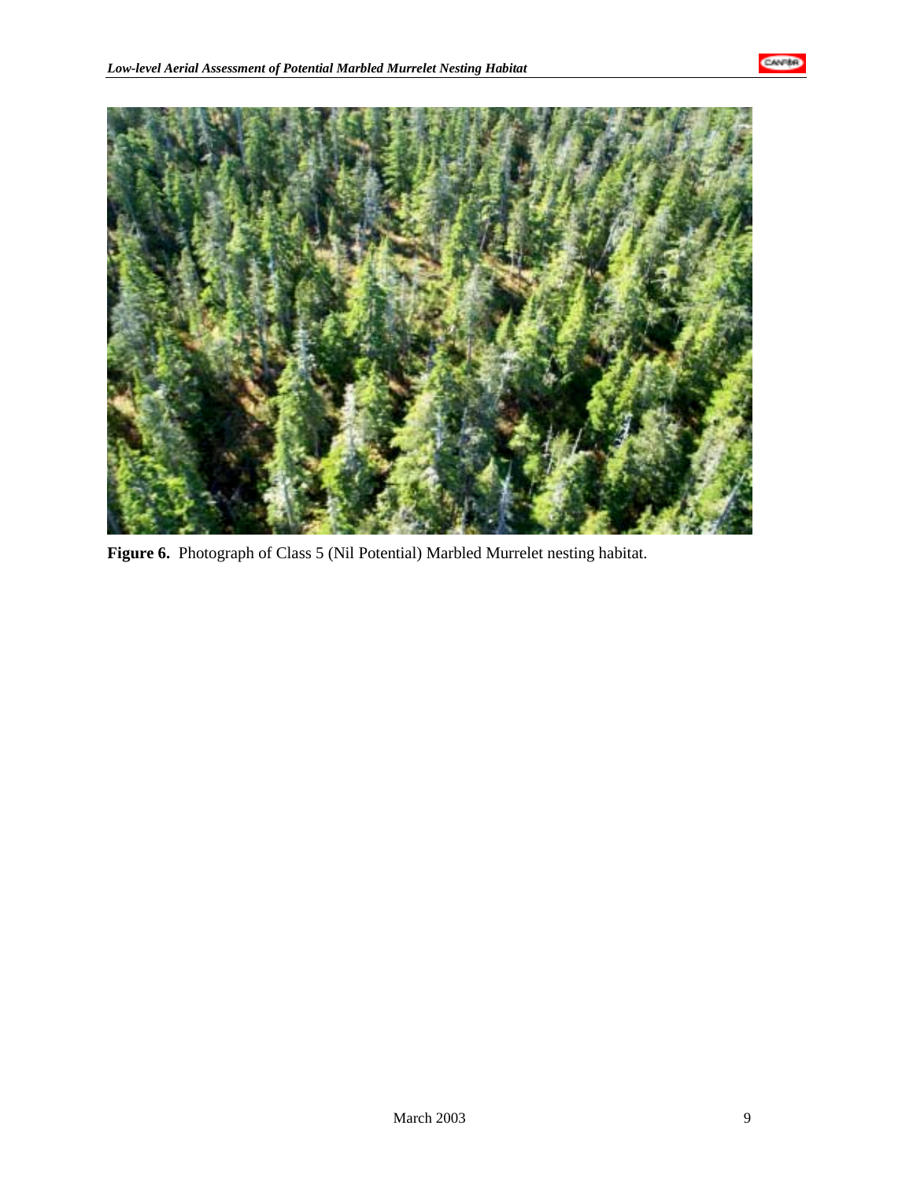**Figure 6.** Photograph of Class 5 (Nil Potential) Marbled Murrelet nesting habitat.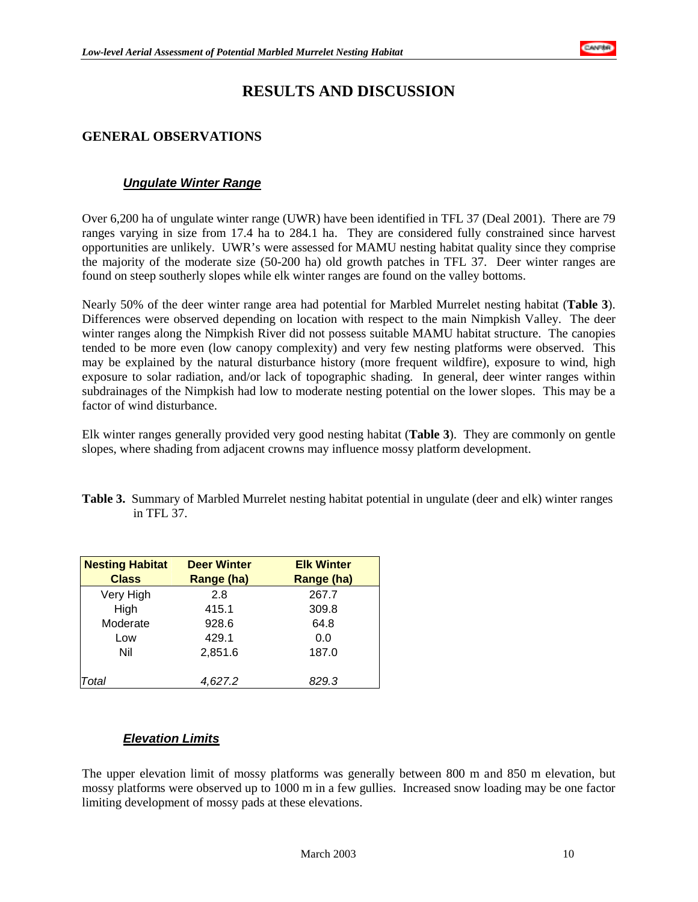# RESULTS AND DISCUSSION

## GENERAL OBSERVATIONS

### *Ungulate Winter Range*

Over 6,200 ha of ungulate winter range (UWR) have been identified in TFL 37 (Deal 2001). There are 79 ranges varying in size from 17.4 ha to 284.1 ha. They are considered fully constrained since harvest opportunities are unlikely. UWR's were assessed for MAMU nesting habitat quality since they comprise the majority of the moderate size (50-200 ha) old growth patches in TFL 37. Deer winter ranges are found on steep southerly slopes while elk winter ranges are found on the valley bottoms.

Nearly 50% of the deer winter range area had potential for Marbled Murrelet nesting habitat (**Table 3**). Differences were observed depending on location with respect to the main Nimpkish Valley. The deer winter ranges along the Nimpkish River did not possess suitable MAMU habitat structure. The canopies tended to be more even (low canopy complexity) and very few nesting platforms were observed. This may be explained by the natural disturbance history (more frequent wildfire), exposure to wind, high exposure to solar radiation, and/or lack of topographic shading. In general, deer winter ranges within subdrainages of the Nimpkish had low to moderate nesting potential on the lower slopes. This may be a factor of wind disturbance.

Elk winter ranges generally provided very good nesting habitat (**Table 3**). They are commonly on gentle slopes, where shading from adjacent crowns may influence mossy platform development.

**Table 3.** Summary of Marbled Murrelet nesting habitat potential in ungulate (deer and elk) winter ranges in TFL 37.

| Nesting Habitat Class | Deer Winter Range (ha) | Elk Winter Range (ha) |
|---|---|---|
| Very High | 2.8 | 267.7 |
| High | 415.1 | 309.8 |
| Moderate | 928.6 | 64.8 |
| Low | 429.1 | 0.0 |
| Nil | 2,851.6 | 187.0 |
| *Total* | *4,627.2* | *829.3* |

### *Elevation Limits*

The upper elevation limit of mossy platforms was generally between 800 m and 850 m elevation, but mossy platforms were observed up to 1000 m in a few gullies. Increased snow loading may be one factor limiting development of mossy pads at these elevations.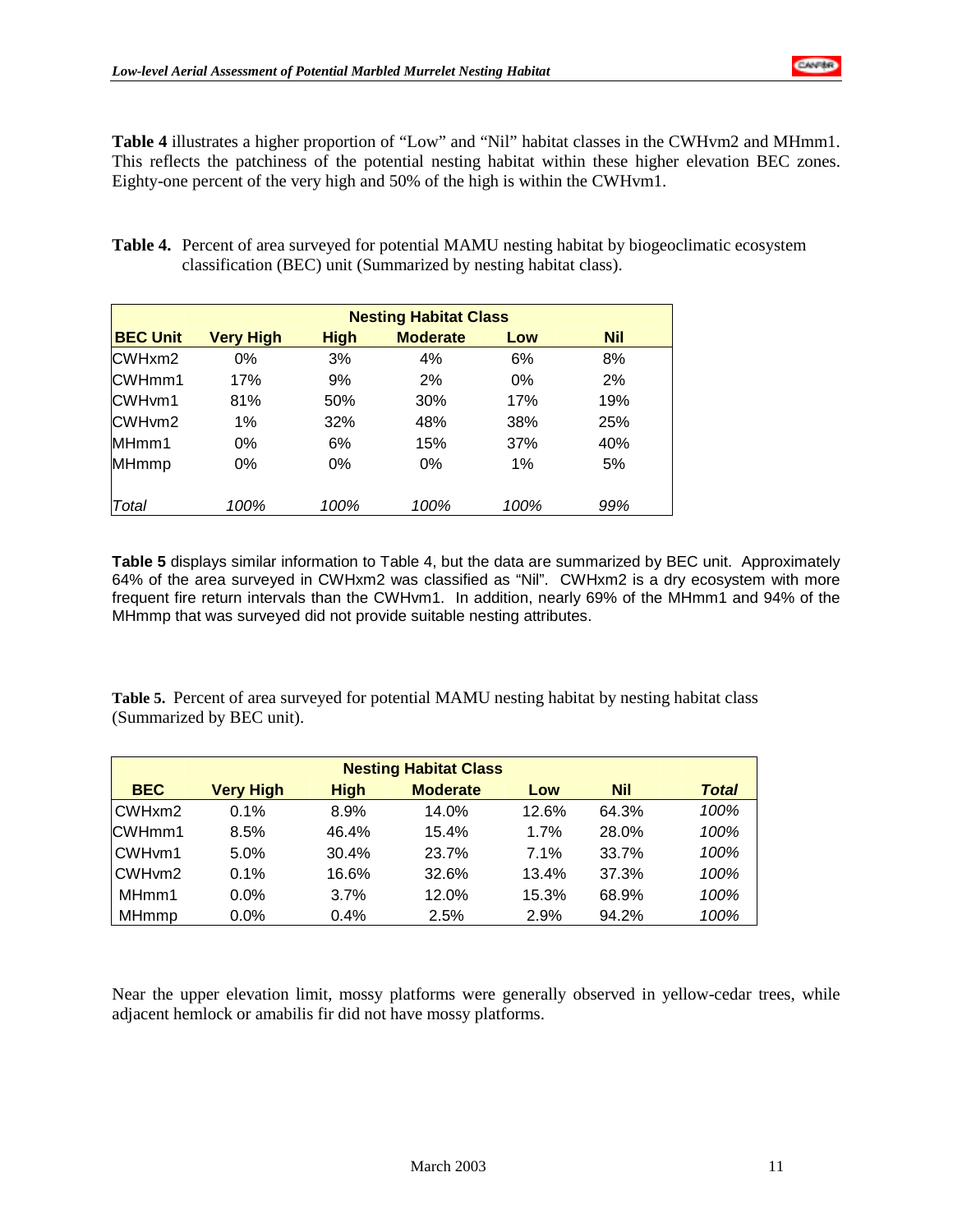**Table 4** illustrates a higher proportion of "Low" and "Nil" habitat classes in the CWHvm2 and MHmm1. This reflects the patchiness of the potential nesting habitat within these higher elevation BEC zones. Eighty-one percent of the very high and 50% of the high is within the CWHvm1.

**Table 4.** Percent of area surveyed for potential MAMU nesting habitat by biogeoclimatic ecosystem classification (BEC) unit (Summarized by nesting habitat class).

| | Nesting Habitat Class | | | | |
|---|---|---|---|---|---|
| **BEC Unit** | **Very High** | **High** | **Moderate** | **Low** | **Nil** |
| CWHxm2 | 0% | 3% | 4% | 6% | 8% |
| CWHmm1 | 17% | 9% | 2% | 0% | 2% |
| CWHvm1 | 81% | 50% | 30% | 17% | 19% |
| CWHvm2 | 1% | 32% | 48% | 38% | 25% |
| MHmm1 | 0% | 6% | 15% | 37% | 40% |
| MHmmp | 0% | 0% | 0% | 1% | 5% |
| *Total* | *100%* | *100%* | *100%* | *100%* | *99%* |

**Table 5** displays similar information to Table 4, but the data are summarized by BEC unit. Approximately 64% of the area surveyed in CWHxm2 was classified as "Nil". CWHxm2 is a dry ecosystem with more frequent fire return intervals than the CWHvm1. In addition, nearly 69% of the MHmm1 and 94% of the MHmmp that was surveyed did not provide suitable nesting attributes.

**Table 5.** Percent of area surveyed for potential MAMU nesting habitat by nesting habitat class (Summarized by BEC unit).

| | Nesting Habitat Class | | | | | |
|---|---|---|---|---|---|---|
| **BEC** | **Very High** | **High** | **Moderate** | **Low** | **Nil** | ***Total*** |
| CWHxm2 | 0.1% | 8.9% | 14.0% | 12.6% | 64.3% | *100%* |
| CWHmm1 | 8.5% | 46.4% | 15.4% | 1.7% | 28.0% | *100%* |
| CWHvm1 | 5.0% | 30.4% | 23.7% | 7.1% | 33.7% | *100%* |
| CWHvm2 | 0.1% | 16.6% | 32.6% | 13.4% | 37.3% | *100%* |
| MHmm1 | 0.0% | 3.7% | 12.0% | 15.3% | 68.9% | *100%* |
| MHmmp | 0.0% | 0.4% | 2.5% | 2.9% | 94.2% | *100%* |

Near the upper elevation limit, mossy platforms were generally observed in yellow-cedar trees, while adjacent hemlock or amabilis fir did not have mossy platforms.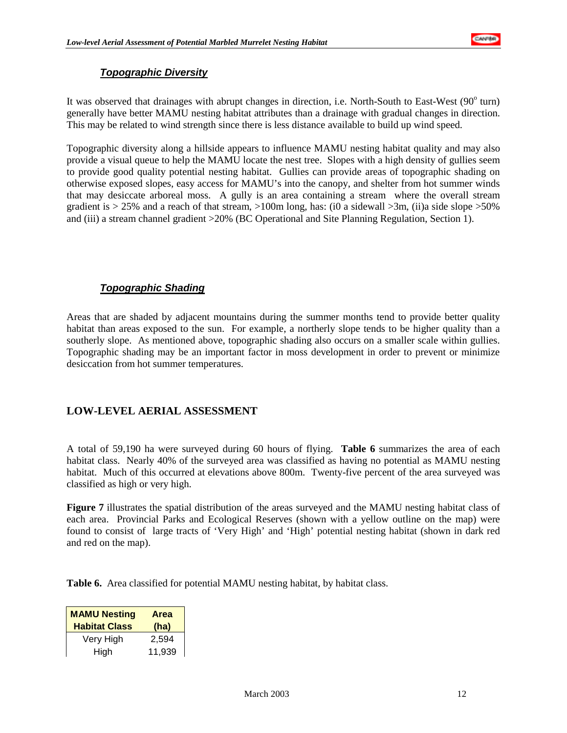### ***Topographic Diversity***

It was observed that drainages with abrupt changes in direction, i.e. North-South to East-West (90° turn) generally have better MAMU nesting habitat attributes than a drainage with gradual changes in direction. This may be related to wind strength since there is less distance available to build up wind speed.

Topographic diversity along a hillside appears to influence MAMU nesting habitat quality and may also provide a visual queue to help the MAMU locate the nest tree. Slopes with a high density of gullies seem to provide good quality potential nesting habitat. Gullies can provide areas of topographic shading on otherwise exposed slopes, easy access for MAMU's into the canopy, and shelter from hot summer winds that may desiccate arboreal moss. A gully is an area containing a stream where the overall stream gradient is > 25% and a reach of that stream, >100m long, has: (i0 a sidewall >3m, (ii)a side slope >50% and (iii) a stream channel gradient >20% (BC Operational and Site Planning Regulation, Section 1).

### ***Topographic Shading***

Areas that are shaded by adjacent mountains during the summer months tend to provide better quality habitat than areas exposed to the sun. For example, a northerly slope tends to be higher quality than a southerly slope. As mentioned above, topographic shading also occurs on a smaller scale within gullies. Topographic shading may be an important factor in moss development in order to prevent or minimize desiccation from hot summer temperatures.

## LOW-LEVEL AERIAL ASSESSMENT

A total of 59,190 ha were surveyed during 60 hours of flying. **Table 6** summarizes the area of each habitat class. Nearly 40% of the surveyed area was classified as having no potential as MAMU nesting habitat. Much of this occurred at elevations above 800m. Twenty-five percent of the area surveyed was classified as high or very high.

**Figure 7** illustrates the spatial distribution of the areas surveyed and the MAMU nesting habitat class of each area. Provincial Parks and Ecological Reserves (shown with a yellow outline on the map) were found to consist of large tracts of 'Very High' and 'High' potential nesting habitat (shown in dark red and red on the map).

**Table 6.** Area classified for potential MAMU nesting habitat, by habitat class.

| MAMU Nesting Habitat Class | Area (ha) |
|---|---|
| Very High | 2,594 |
| High | 11,939 |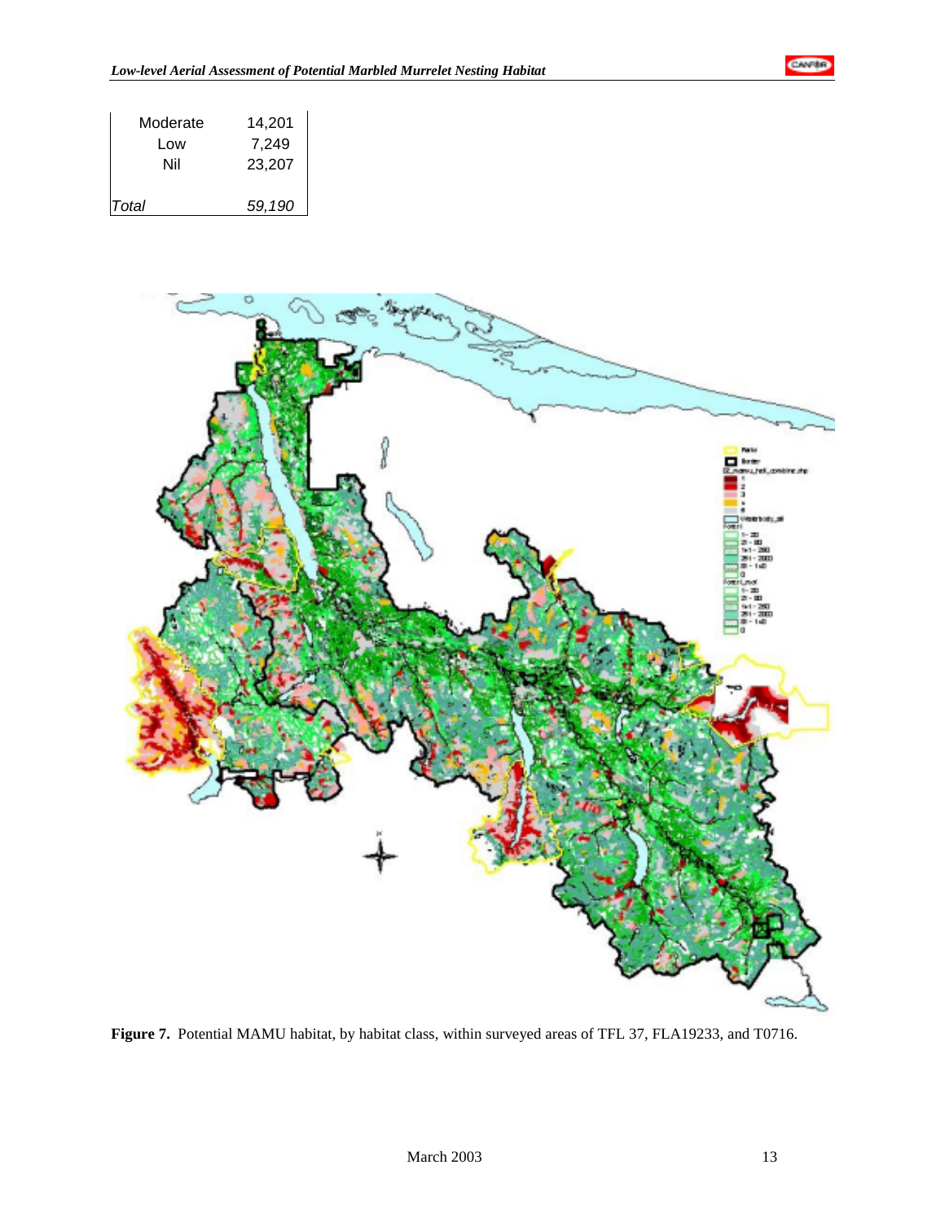| | |
|---|---|
| Moderate | 14,201 |
| Low | 7,249 |
| Nil | 23,207 |
| *Total* | *59,190* |

**Figure 7.** Potential MAMU habitat, by habitat class, within surveyed areas of TFL 37, FLA19233, and T0716.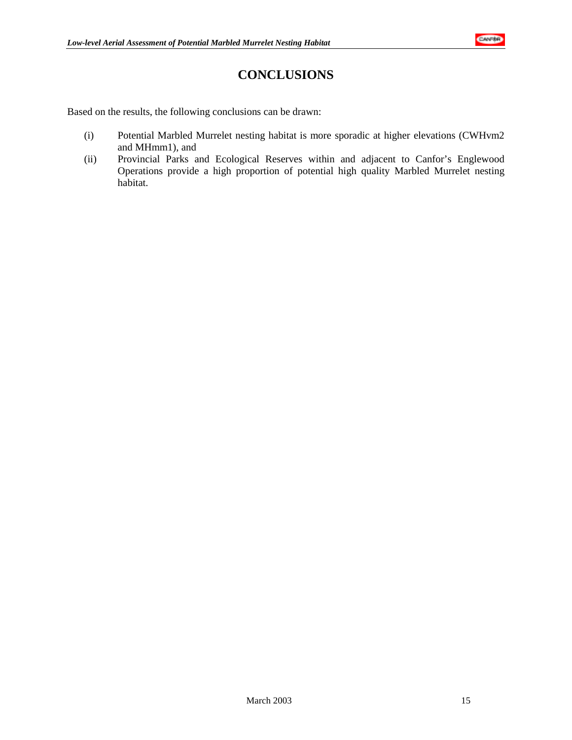# CONCLUSIONS

Based on the results, the following conclusions can be drawn:

(i) Potential Marbled Murrelet nesting habitat is more sporadic at higher elevations (CWHvm2 and MHmm1), and

(ii) Provincial Parks and Ecological Reserves within and adjacent to Canfor's Englewood Operations provide a high proportion of potential high quality Marbled Murrelet nesting habitat.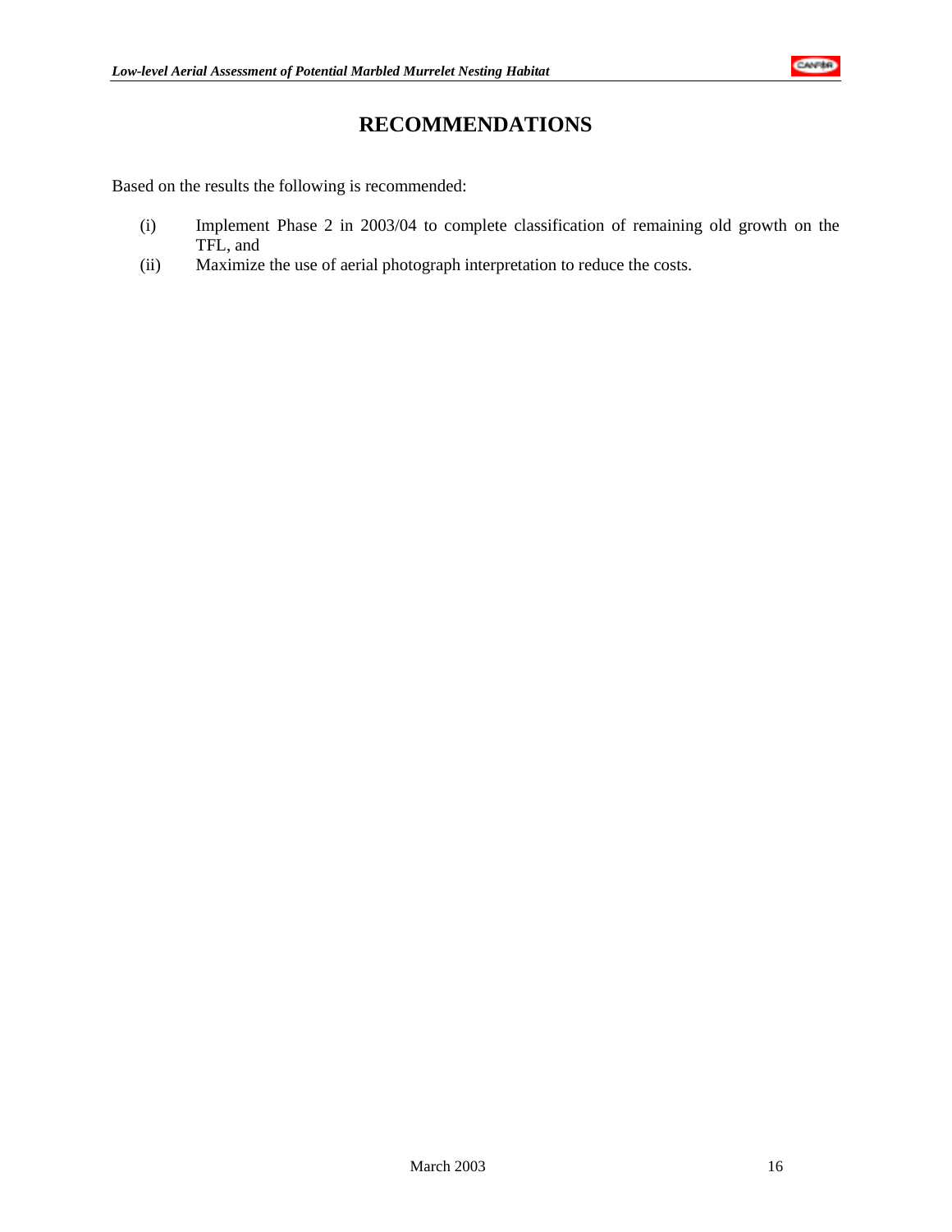# RECOMMENDATIONS

Based on the results the following is recommended:

(i) Implement Phase 2 in 2003/04 to complete classification of remaining old growth on the TFL, and

(ii) Maximize the use of aerial photograph interpretation to reduce the costs.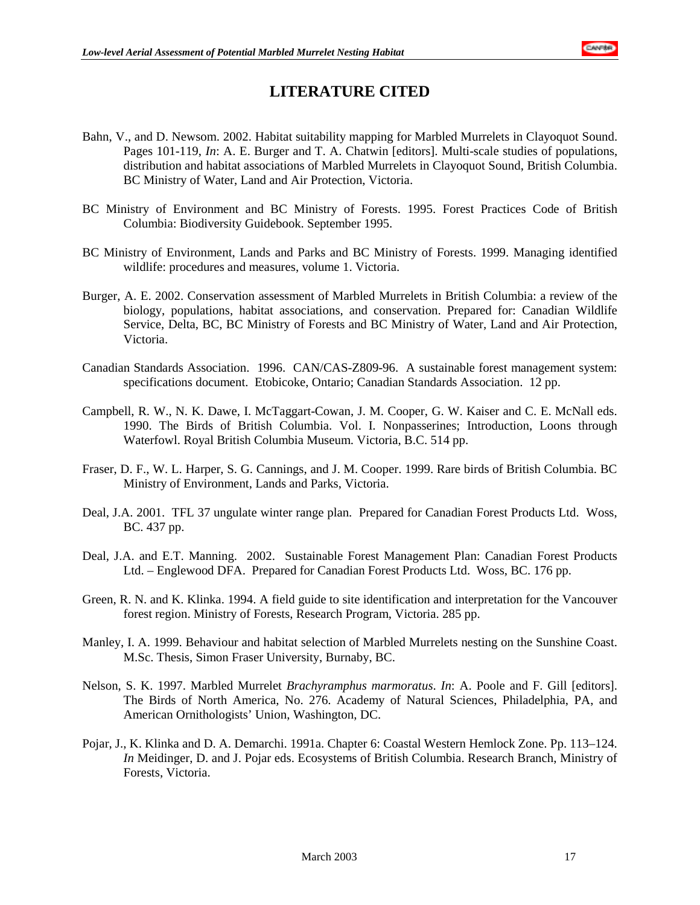# LITERATURE CITED

Bahn, V., and D. Newsom. 2002. Habitat suitability mapping for Marbled Murrelets in Clayoquot Sound. Pages 101-119, *In*: A. E. Burger and T. A. Chatwin [editors]. Multi-scale studies of populations, distribution and habitat associations of Marbled Murrelets in Clayoquot Sound, British Columbia. BC Ministry of Water, Land and Air Protection, Victoria.

BC Ministry of Environment and BC Ministry of Forests. 1995. Forest Practices Code of British Columbia: Biodiversity Guidebook. September 1995.

BC Ministry of Environment, Lands and Parks and BC Ministry of Forests. 1999. Managing identified wildlife: procedures and measures, volume 1. Victoria.

Burger, A. E. 2002. Conservation assessment of Marbled Murrelets in British Columbia: a review of the biology, populations, habitat associations, and conservation. Prepared for: Canadian Wildlife Service, Delta, BC, BC Ministry of Forests and BC Ministry of Water, Land and Air Protection, Victoria.

Canadian Standards Association. 1996. CAN/CAS-Z809-96. A sustainable forest management system: specifications document. Etobicoke, Ontario; Canadian Standards Association. 12 pp.

Campbell, R. W., N. K. Dawe, I. McTaggart-Cowan, J. M. Cooper, G. W. Kaiser and C. E. McNall eds. 1990. The Birds of British Columbia. Vol. I. Nonpasserines; Introduction, Loons through Waterfowl. Royal British Columbia Museum. Victoria, B.C. 514 pp.

Fraser, D. F., W. L. Harper, S. G. Cannings, and J. M. Cooper. 1999. Rare birds of British Columbia. BC Ministry of Environment, Lands and Parks, Victoria.

Deal, J.A. 2001. TFL 37 ungulate winter range plan. Prepared for Canadian Forest Products Ltd. Woss, BC. 437 pp.

Deal, J.A. and E.T. Manning. 2002. Sustainable Forest Management Plan: Canadian Forest Products Ltd. – Englewood DFA. Prepared for Canadian Forest Products Ltd. Woss, BC. 176 pp.

Green, R. N. and K. Klinka. 1994. A field guide to site identification and interpretation for the Vancouver forest region. Ministry of Forests, Research Program, Victoria. 285 pp.

Manley, I. A. 1999. Behaviour and habitat selection of Marbled Murrelets nesting on the Sunshine Coast. M.Sc. Thesis, Simon Fraser University, Burnaby, BC.

Nelson, S. K. 1997. Marbled Murrelet *Brachyramphus marmoratus*. *In*: A. Poole and F. Gill [editors]. The Birds of North America, No. 276. Academy of Natural Sciences, Philadelphia, PA, and American Ornithologists' Union, Washington, DC.

Pojar, J., K. Klinka and D. A. Demarchi. 1991a. Chapter 6: Coastal Western Hemlock Zone. Pp. 113–124. *In* Meidinger, D. and J. Pojar eds. Ecosystems of British Columbia. Research Branch, Ministry of Forests, Victoria.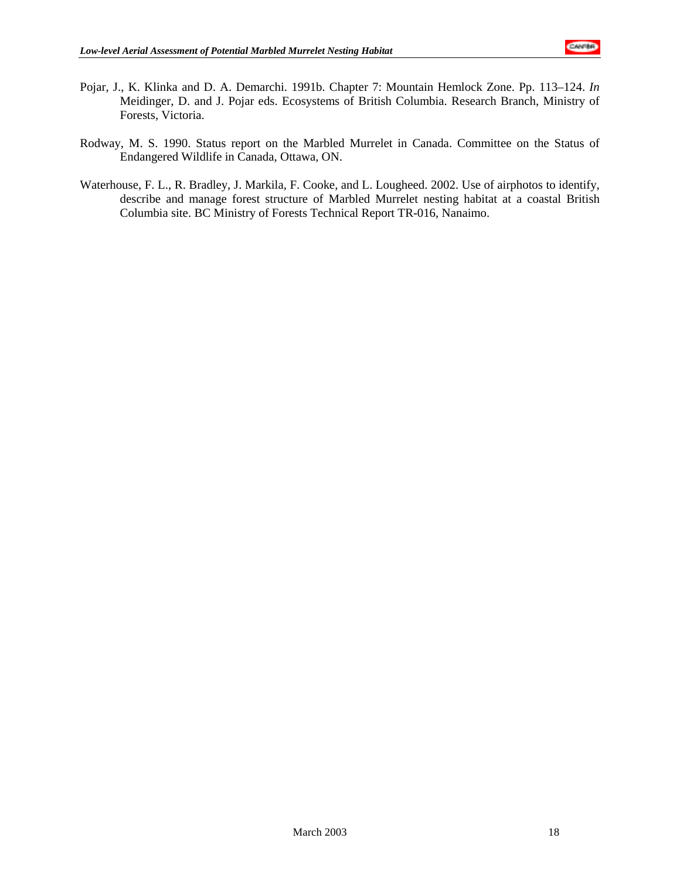Pojar, J., K. Klinka and D. A. Demarchi. 1991b. Chapter 7: Mountain Hemlock Zone. Pp. 113–124. *In* Meidinger, D. and J. Pojar eds. Ecosystems of British Columbia. Research Branch, Ministry of Forests, Victoria.

Rodway, M. S. 1990. Status report on the Marbled Murrelet in Canada. Committee on the Status of Endangered Wildlife in Canada, Ottawa, ON.

Waterhouse, F. L., R. Bradley, J. Markila, F. Cooke, and L. Lougheed. 2002. Use of airphotos to identify, describe and manage forest structure of Marbled Murrelet nesting habitat at a coastal British Columbia site. BC Ministry of Forests Technical Report TR-016, Nanaimo.